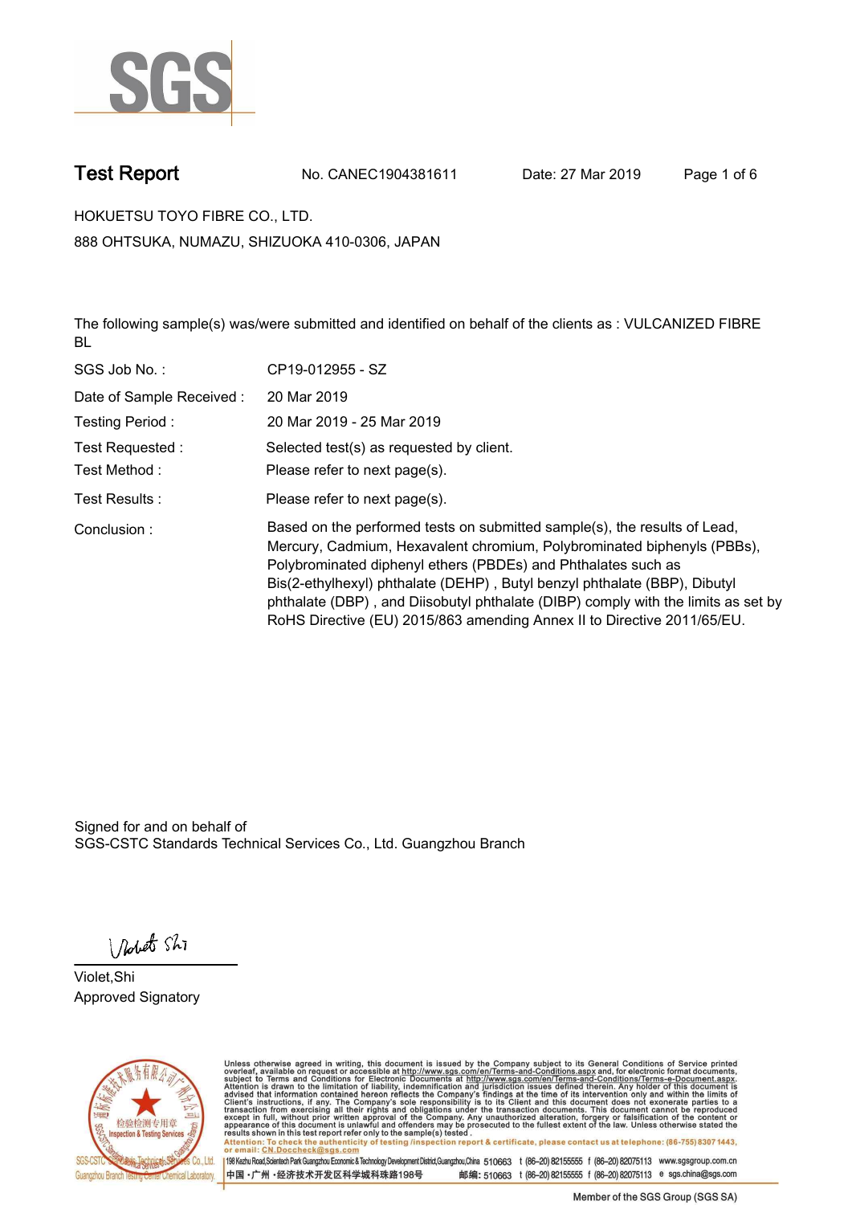# Test Report

No. CANEC1904381611 Date: 27 Mar 2019

HOKUETSU TOYO FIBRE CO., LTD.

888 OHTSUKA, NUMAZU, SHIZUOKA 410-0306, JAPAN

The following sample(s) was/were submitted and identified on behalf of the clients as : VULCANIZED FIBRE BL

| | |
|---|---|
| SGS Job No. : | CP19-012955 - SZ |
| Date of Sample Received : | 20 Mar 2019 |
| Testing Period : | 20 Mar 2019 - 25 Mar 2019 |
| Test Requested : | Selected test(s) as requested by client. |
| Test Method : | Please refer to next page(s). |
| Test Results : | Please refer to next page(s). |
| Conclusion : | Based on the performed tests on submitted sample(s), the results of Lead, Mercury, Cadmium, Hexavalent chromium, Polybrominated biphenyls (PBBs), Polybrominated diphenyl ethers (PBDEs) and Phthalates such as Bis(2-ethylhexyl) phthalate (DEHP) , Butyl benzyl phthalate (BBP), Dibutyl phthalate (DBP) , and Diisobutyl phthalate (DIBP) comply with the limits as set by RoHS Directive (EU) 2015/863 amending Annex II to Directive 2011/65/EU. |

Signed for and on behalf of
SGS-CSTC Standards Technical Services Co., Ltd. Guangzhou Branch

Violet,Shi
Approved Signatory

Unless otherwise agreed in writing, this document is issued by the Company subject to its General Conditions of Service printed overleaf, available on request or accessible at http://www.sgs.com/en/Terms-and-Conditions.aspx and, for electronic format documents, subject to Terms and Conditions for Electronic Documents at http://www.sgs.com/en/Terms-and-Conditions/Terms-e-Document.aspx. Attention is drawn to the limitation of liability, indemnification and jurisdiction issues defined therein. Any holder of this document is advised that information contained hereon reflects the Company's findings at the time of its intervention only and within the limits of Client's instructions, if any. The Company's sole responsibility is to its Client and this document does not exonerate parties to a transaction from exercising all their rights and obligations under the transaction documents. This document cannot be reproduced except in full, without prior written approval of the Company. Any unauthorized alteration, forgery or falsification of the content or appearance of this document is unlawful and offenders may be prosecuted to the fullest extent of the law. Unless otherwise stated the results shown in this test report refer only to the sample(s) tested.

Attention: To check the authenticity of testing /inspection report & certificate, please contact us at telephone: (86-755) 8307 1443, or email: CN.Doccheck@sgs.com

198 Kezhu Road,Scientech Park Guangzhou Economic & Technology Development District,Guangzhou,China 510663 t (86-20) 82155555 f (86-20) 82075113 www.sgsgroup.com.cn

中国 ·广州 ·经济技术开发区科学城科珠路198号 邮编: 510663 t (86-20) 82155555 f (86-20) 82075113 e sgs.china@sgs.com

Member of the SGS Group (SGS SA)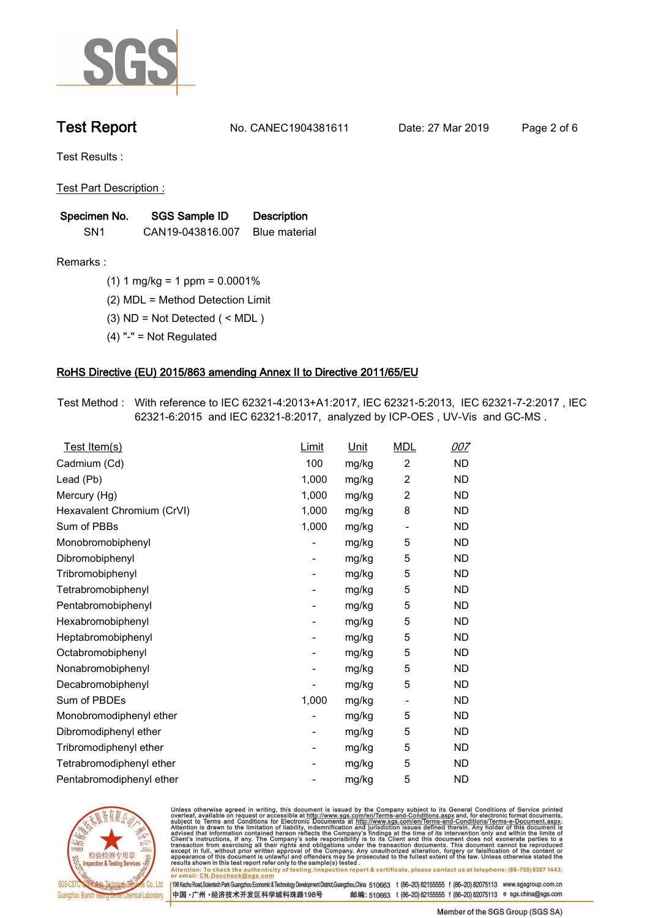# Test Report

No. CANEC1904381611 Date: 27 Mar 2019

Test Results :

Test Part Description :

| Specimen No. | SGS Sample ID | Description |
|---|---|---|
| SN1 | CAN19-043816.007 | Blue material |

Remarks :

(1) 1 mg/kg = 1 ppm = 0.0001%

(2) MDL = Method Detection Limit

(3) ND = Not Detected ( < MDL )

(4) "-" = Not Regulated

## RoHS Directive (EU) 2015/863 amending Annex II to Directive 2011/65/EU

Test Method : With reference to IEC 62321-4:2013+A1:2017, IEC 62321-5:2013, IEC 62321-7-2:2017 , IEC 62321-6:2015 and IEC 62321-8:2017, analyzed by ICP-OES , UV-Vis and GC-MS .

| Test Item(s) | Limit | Unit | MDL | 007 |
|---|---|---|---|---|
| Cadmium (Cd) | 100 | mg/kg | 2 | ND |
| Lead (Pb) | 1,000 | mg/kg | 2 | ND |
| Mercury (Hg) | 1,000 | mg/kg | 2 | ND |
| Hexavalent Chromium (CrVI) | 1,000 | mg/kg | 8 | ND |
| Sum of PBBs | 1,000 | mg/kg | - | ND |
| Monobromobiphenyl | - | mg/kg | 5 | ND |
| Dibromobiphenyl | - | mg/kg | 5 | ND |
| Tribromobiphenyl | - | mg/kg | 5 | ND |
| Tetrabromobiphenyl | - | mg/kg | 5 | ND |
| Pentabromobiphenyl | - | mg/kg | 5 | ND |
| Hexabromobiphenyl | - | mg/kg | 5 | ND |
| Heptabromobiphenyl | - | mg/kg | 5 | ND |
| Octabromobiphenyl | - | mg/kg | 5 | ND |
| Nonabromobiphenyl | - | mg/kg | 5 | ND |
| Decabromobiphenyl | - | mg/kg | 5 | ND |
| Sum of PBDEs | 1,000 | mg/kg | - | ND |
| Monobromodiphenyl ether | - | mg/kg | 5 | ND |
| Dibromodiphenyl ether | - | mg/kg | 5 | ND |
| Tribromodiphenyl ether | - | mg/kg | 5 | ND |
| Tetrabromodiphenyl ether | - | mg/kg | 5 | ND |
| Pentabromodiphenyl ether | - | mg/kg | 5 | ND |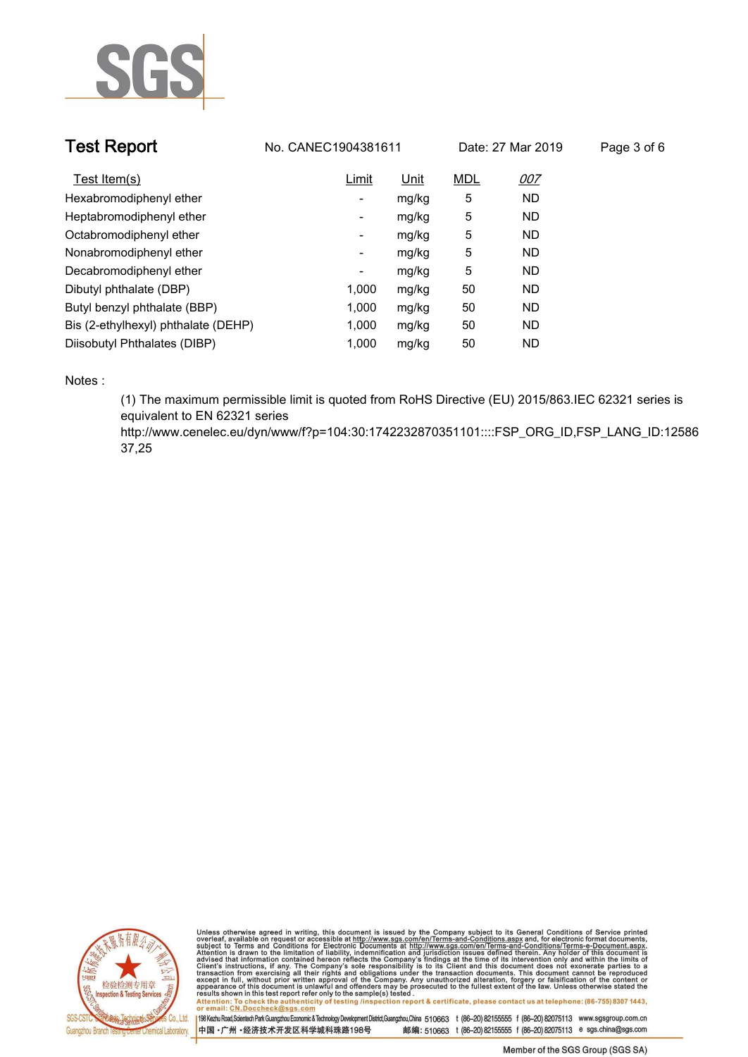**Test Report** No. CANEC1904381611 Date: 27 Mar 2019

| Test Item(s) | Limit | Unit | MDL | 007 |
|---|---|---|---|---|
| Hexabromodiphenyl ether | - | mg/kg | 5 | ND |
| Heptabromodiphenyl ether | - | mg/kg | 5 | ND |
| Octabromodiphenyl ether | - | mg/kg | 5 | ND |
| Nonabromodiphenyl ether | - | mg/kg | 5 | ND |
| Decabromodiphenyl ether | - | mg/kg | 5 | ND |
| Dibutyl phthalate (DBP) | 1,000 | mg/kg | 50 | ND |
| Butyl benzyl phthalate (BBP) | 1,000 | mg/kg | 50 | ND |
| Bis (2-ethylhexyl) phthalate (DEHP) | 1,000 | mg/kg | 50 | ND |
| Diisobutyl Phthalates (DIBP) | 1,000 | mg/kg | 50 | ND |

Notes :

(1) The maximum permissible limit is quoted from RoHS Directive (EU) 2015/863.IEC 62321 series is equivalent to EN 62321 series http://www.cenelec.eu/dyn/www/f?p=104:30:1742232870351101::::FSP_ORG_ID,FSP_LANG_ID:1258637,25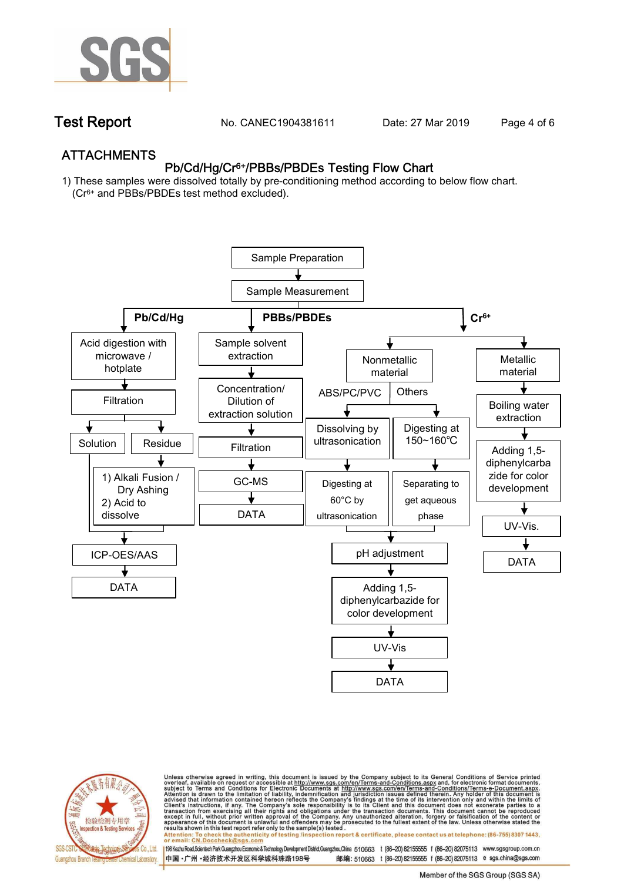# Test Report

No. CANEC1904381611  Date: 27 Mar 2019

## ATTACHMENTS

### Pb/Cd/Hg/$Cr^{6+}$/PBBs/PBDEs Testing Flow Chart

1) These samples were dissolved totally by pre-conditioning method according to below flow chart. ($Cr^{6+}$ and PBBs/PBDEs test method excluded).

Sample Preparation → Sample Measurement

**Pb/Cd/Hg**

- Acid digestion with microwave / hotplate
- Filtration
  - Solution
  - Residue → 1) Alkali Fusion / Dry Ashing 2) Acid to dissolve
- ICP-OES/AAS
- DATA

**PBBs/PBDEs**

- Sample solvent extraction
- Concentration/ Dilution of extraction solution
- Filtration
- GC-MS
- DATA

**$Cr^{6+}$**

- Nonmetallic material
  - ABS/PC/PVC → Dissolving by ultrasonication → Digesting at 60°C by ultrasonication
  - Others → Digesting at 150~160℃ → Separating to get aqueous phase
  - pH adjustment
  - Adding 1,5-diphenylcarbazide for color development
  - UV-Vis
  - DATA
- Metallic material
  - Boiling water extraction
  - Adding 1,5-diphenylcarbazide for color development
  - UV-Vis.
  - DATA

Unless otherwise agreed in writing, this document is issued by the Company subject to its General Conditions of Service printed overleaf, available on request or accessible at http://www.sgs.com/en/Terms-and-Conditions.aspx and, for electronic format documents, subject to Terms and Conditions for Electronic Documents at http://www.sgs.com/en/Terms-and-Conditions/Terms-e-Document.aspx. Attention is drawn to the limitation of liability, indemnification and jurisdiction issues defined therein. Any holder of this document is advised that information contained hereon reflects the Company's findings at the time of its intervention only and within the limits of Client's instructions, if any. The Company's sole responsibility is to its Client and this document does not exonerate parties to a transaction from exercising all their rights and obligations under the transaction documents. This document cannot be reproduced except in full, without prior written approval of the Company. Any unauthorized alteration, forgery or falsification of the content or appearance of this document is unlawful and offenders may be prosecuted to the fullest extent of the law. Unless otherwise stated the results shown in this test report refer only to the sample(s) tested .

Attention: To check the authenticity of testing /inspection report & certificate, please contact us at telephone: (86-755) 8307 1443, or email: CN.Doccheck@sgs.com

198 Kezhu Road,Scientech Park Guangzhou Economic & Technology Development District,Guangzhou,China 510663 t (86–20) 82155555 f (86–20) 82075113 www.sgsgroup.com.cn

中国・广州・经济技术开发区科学城科珠路198号 邮编: 510663 t (86–20) 82155555 f (86–20) 82075113 e sgs.china@sgs.com

Member of the SGS Group (SGS SA)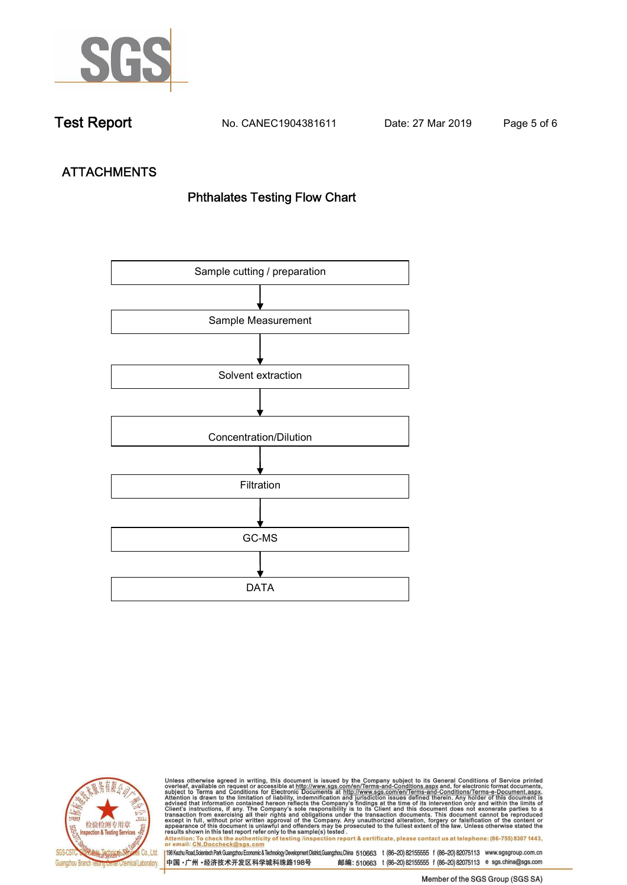Test Report No. CANEC1904381611 Date: 27 Mar 2019

## ATTACHMENTS

### Phthalates Testing Flow Chart

Sample cutting / preparation

↓

Sample Measurement

↓

Solvent extraction

↓

Concentration/Dilution

↓

Filtration

↓

GC-MS

↓

DATA

Unless otherwise agreed in writing, this document is issued by the Company subject to its General Conditions of Service printed overleaf, available on request or accessible at http://www.sgs.com/en/Terms-and-Conditions.aspx and, for electronic format documents, subject to Terms and Conditions for Electronic Documents at http://www.sgs.com/en/Terms-and-Conditions/Terms-e-Document.aspx. Attention is drawn to the limitation of liability, indemnification and jurisdiction issues defined therein. Any holder of this document is advised that information contained hereon reflects the Company's findings at the time of its intervention only and within the limits of Client's instructions, if any. The Company's sole responsibility is to its Client and this document does not exonerate parties to a transaction from exercising all their rights and obligations under the transaction documents. This document cannot be reproduced except in full, without prior written approval of the Company. Any unauthorized alteration, forgery or falsification of the content or appearance of this document is unlawful and offenders may be prosecuted to the fullest extent of the law. Unless otherwise stated the results shown in this test report refer only to the sample(s) tested .
Attention: To check the authenticity of testing /inspection report & certificate, please contact us at telephone: (86-755) 8307 1443, or email: CN.Doccheck@sgs.com

SGS-CSTC Standards Technical Services Co., Ltd. Guangzhou Branch Testing Center Chemical Laboratory.

198 Kezhu Road,Scientech Park Guangzhou Economic & Technology Development District,Guangzhou,China 510663 t (86–20) 82155555 f (86–20) 82075113 www.sgsgroup.com.cn
中国 •广州 •经济技术开发区科学城科珠路198号 邮编: 510663 t (86–20) 82155555 f (86–20) 82075113 e sgs.china@sgs.com

Member of the SGS Group (SGS SA)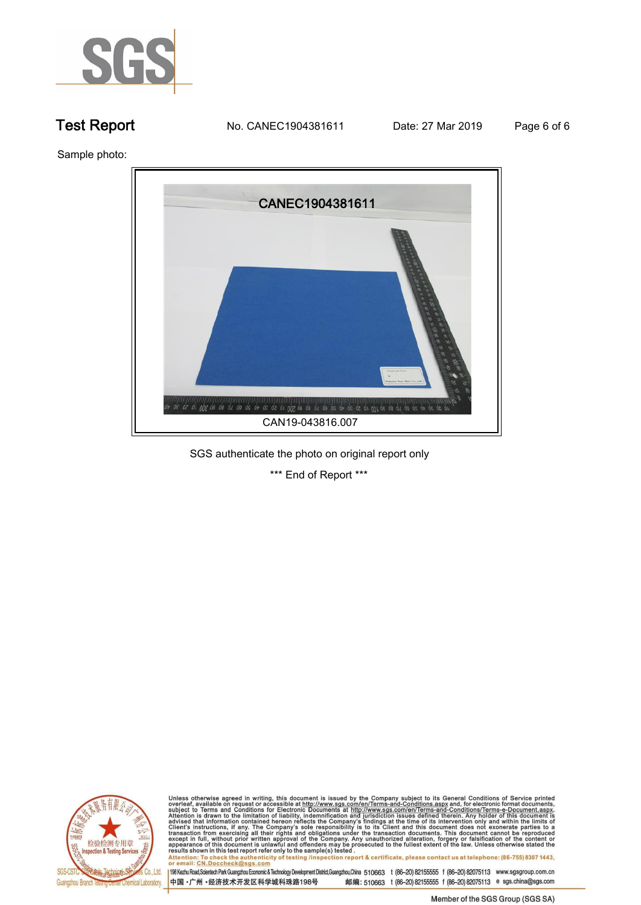Sample photo:

CANEC1904381611

CAN19-043816.007

SGS authenticate the photo on original report only

*** End of Report ***